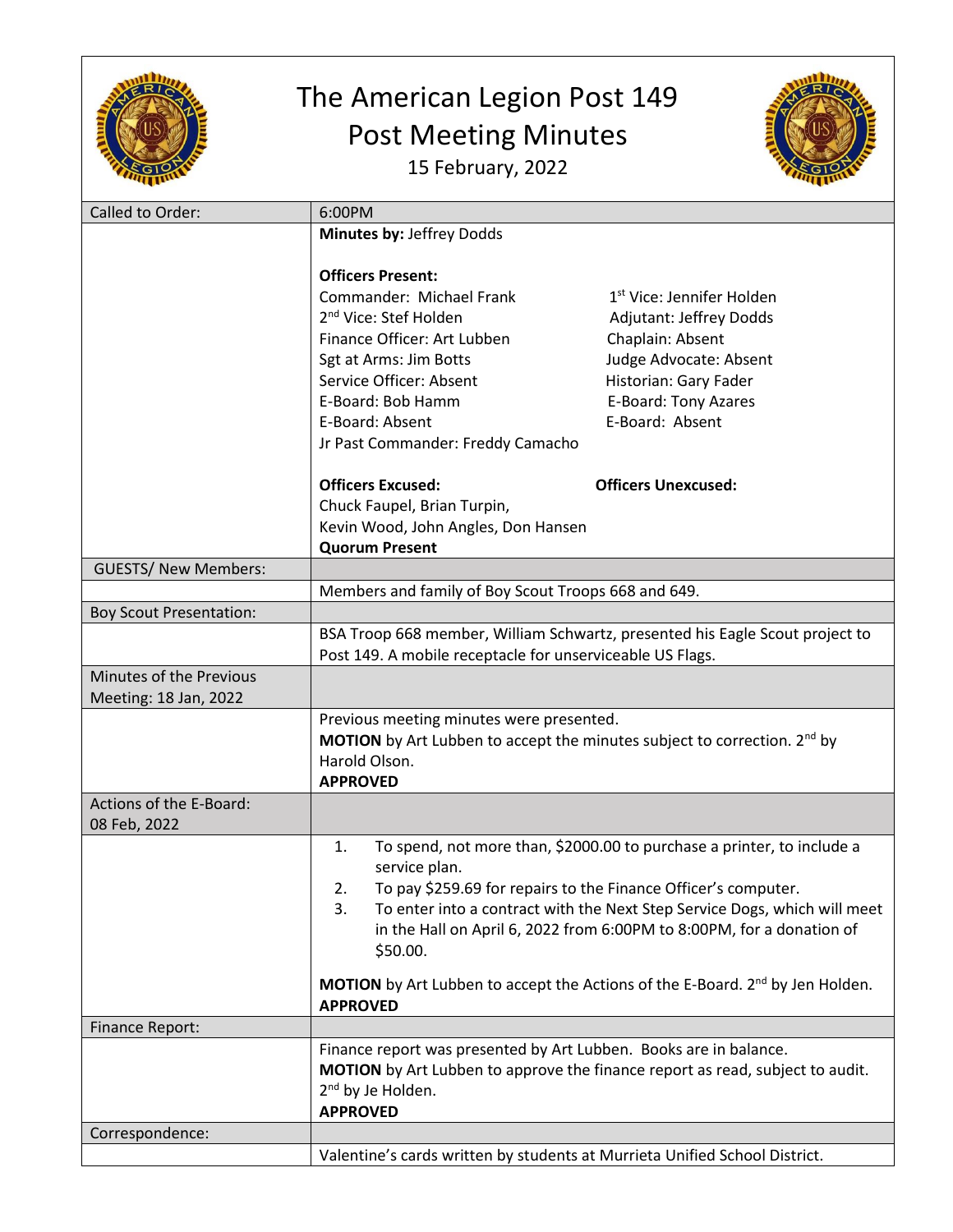# The American Legion Post 149
# Post Meeting Minutes

15 February, 2022

| Called to Order: | 6:00PM |
|---|---|
| | **Minutes by:** Jeffrey Dodds<br><br>**Officers Present:**<br>Commander: Michael Frank<br>1st Vice: Jennifer Holden<br>2nd Vice: Stef Holden<br>Adjutant: Jeffrey Dodds<br>Finance Officer: Art Lubben<br>Chaplain: Absent<br>Sgt at Arms: Jim Botts<br>Judge Advocate: Absent<br>Service Officer: Absent<br>Historian: Gary Fader<br>E-Board: Bob Hamm<br>E-Board: Tony Azares<br>E-Board: Absent<br>E-Board: Absent<br>Jr Past Commander: Freddy Camacho<br><br>**Officers Excused:**<br>Chuck Faupel, Brian Turpin,<br>Kevin Wood, John Angles, Don Hansen<br>**Officers Unexcused:**<br>**Quorum Present** |
| GUESTS/ New Members: | |
| | Members and family of Boy Scout Troops 668 and 649. |
| Boy Scout Presentation: | |
| | BSA Troop 668 member, William Schwartz, presented his Eagle Scout project to Post 149. A mobile receptacle for unserviceable US Flags. |
| Minutes of the Previous Meeting: 18 Jan, 2022 | |
| | Previous meeting minutes were presented.<br>**MOTION** by Art Lubben to accept the minutes subject to correction. 2nd by Harold Olson.<br>**APPROVED** |
| Actions of the E-Board: 08 Feb, 2022 | |
| | 1. To spend, not more than, $2000.00 to purchase a printer, to include a service plan.<br>2. To pay $259.69 for repairs to the Finance Officer's computer.<br>3. To enter into a contract with the Next Step Service Dogs, which will meet in the Hall on April 6, 2022 from 6:00PM to 8:00PM, for a donation of $50.00.<br><br>**MOTION** by Art Lubben to accept the Actions of the E-Board. 2nd by Jen Holden.<br>**APPROVED** |
| Finance Report: | |
| | Finance report was presented by Art Lubben. Books are in balance.<br>**MOTION** by Art Lubben to approve the finance report as read, subject to audit. 2nd by Je Holden.<br>**APPROVED** |
| Correspondence: | |
| | Valentine's cards written by students at Murrieta Unified School District. |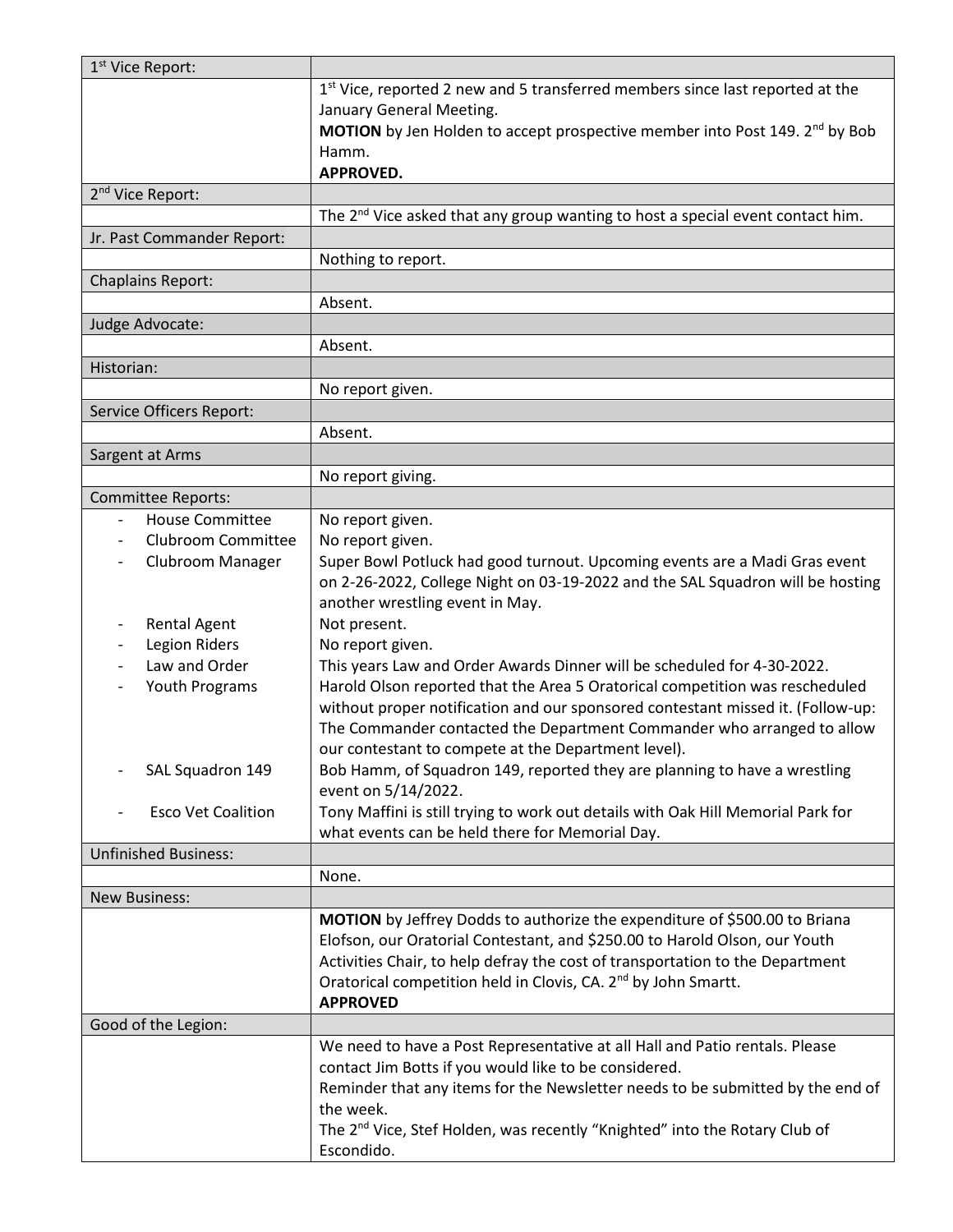| 1st Vice Report: | |
|---|---|
| | 1st Vice, reported 2 new and 5 transferred members since last reported at the January General Meeting.<br>**MOTION** by Jen Holden to accept prospective member into Post 149. 2nd by Bob Hamm.<br>**APPROVED.** |
| 2nd Vice Report: | |
| | The 2nd Vice asked that any group wanting to host a special event contact him. |
| Jr. Past Commander Report: | |
| | Nothing to report. |
| Chaplains Report: | |
| | Absent. |
| Judge Advocate: | |
| | Absent. |
| Historian: | |
| | No report given. |
| Service Officers Report: | |
| | Absent. |
| Sargent at Arms | |
| | No report giving. |
| Committee Reports: | |
| - House Committee | No report given. |
| - Clubroom Committee | No report given. |
| - Clubroom Manager | Super Bowl Potluck had good turnout. Upcoming events are a Madi Gras event on 2-26-2022, College Night on 03-19-2022 and the SAL Squadron will be hosting another wrestling event in May. |
| - Rental Agent | Not present. |
| - Legion Riders | No report given. |
| - Law and Order | This years Law and Order Awards Dinner will be scheduled for 4-30-2022. |
| - Youth Programs | Harold Olson reported that the Area 5 Oratorical competition was rescheduled without proper notification and our sponsored contestant missed it. (Follow-up: The Commander contacted the Department Commander who arranged to allow our contestant to compete at the Department level). |
| - SAL Squadron 149 | Bob Hamm, of Squadron 149, reported they are planning to have a wrestling event on 5/14/2022. |
| - Esco Vet Coalition | Tony Maffini is still trying to work out details with Oak Hill Memorial Park for what events can be held there for Memorial Day. |
| Unfinished Business: | |
| | None. |
| New Business: | |
| | **MOTION** by Jeffrey Dodds to authorize the expenditure of $500.00 to Briana Elofson, our Oratorial Contestant, and $250.00 to Harold Olson, our Youth Activities Chair, to help defray the cost of transportation to the Department Oratorical competition held in Clovis, CA. 2nd by John Smartt.<br>**APPROVED** |
| Good of the Legion: | |
| | We need to have a Post Representative at all Hall and Patio rentals. Please contact Jim Botts if you would like to be considered.<br>Reminder that any items for the Newsletter needs to be submitted by the end of the week.<br>The 2nd Vice, Stef Holden, was recently "Knighted" into the Rotary Club of Escondido. |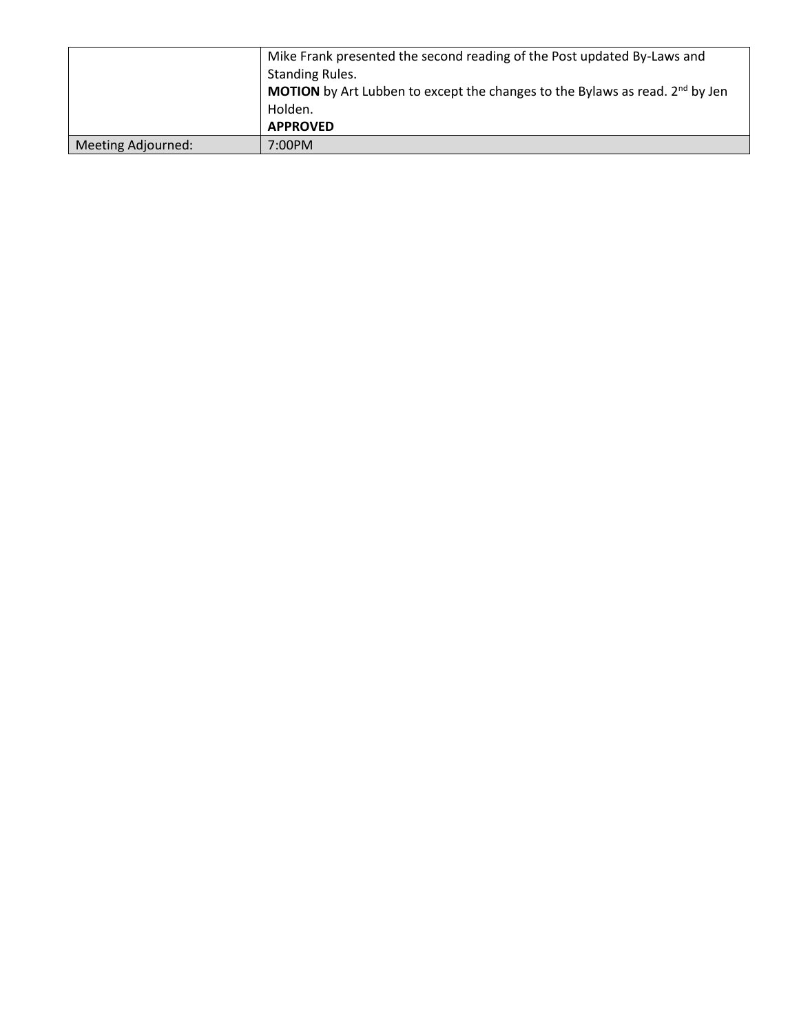| | |
|---|---|
| | Mike Frank presented the second reading of the Post updated By-Laws and Standing Rules.<br>**MOTION** by Art Lubben to except the changes to the Bylaws as read. 2nd by Jen Holden.<br>**APPROVED** |
| Meeting Adjourned: | 7:00PM |